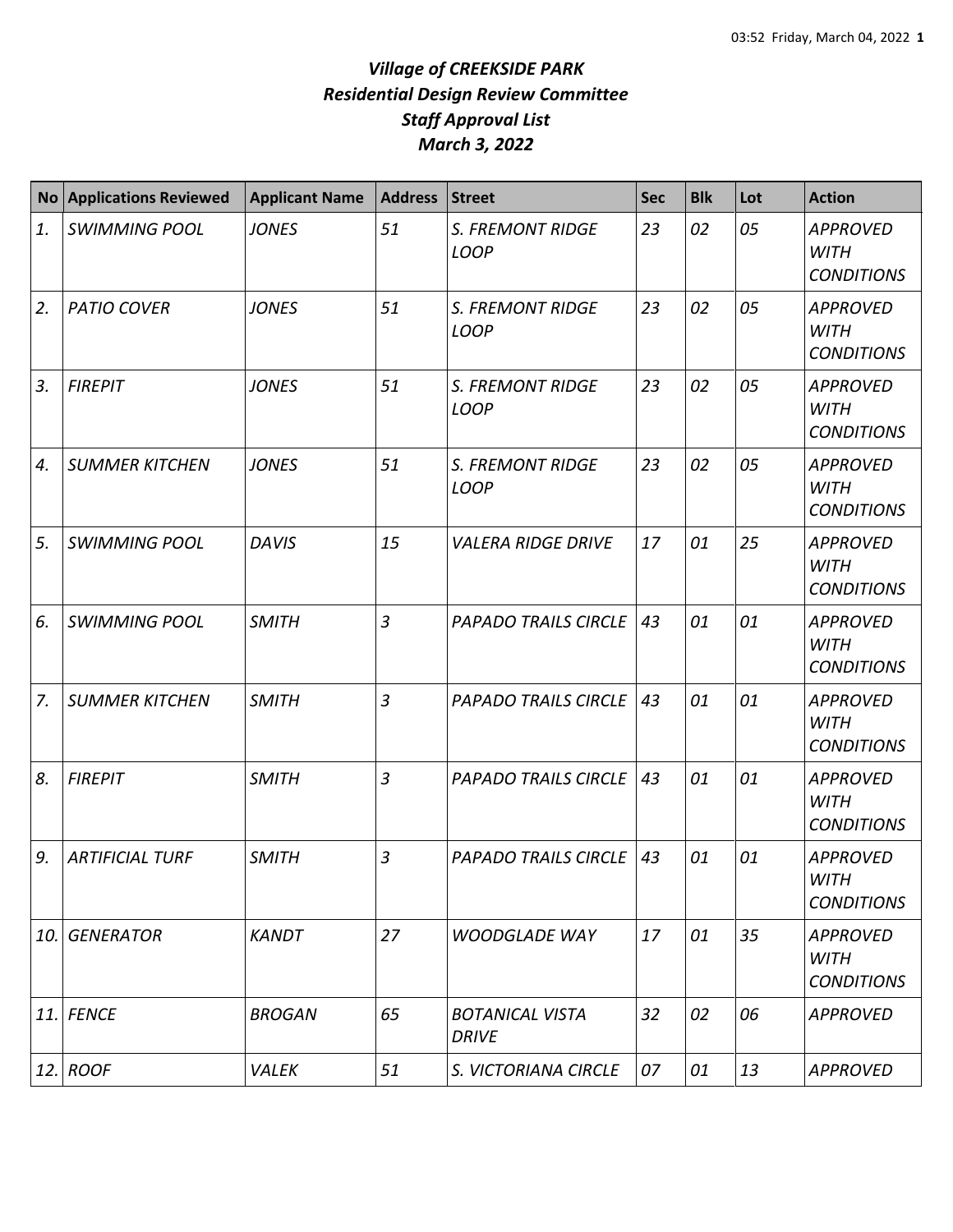# *Village of CREEKSIDE PARK*
## *Residential Design Review Committee*
## *Staff Approval List*
## *March 3, 2022*

| No | Applications Reviewed | Applicant Name | Address | Street | Sec | Blk | Lot | Action |
|---|---|---|---|---|---|---|---|---|
| *1.* | *SWIMMING POOL* | *JONES* | *51* | *S. FREMONT RIDGE LOOP* | *23* | *02* | *05* | *APPROVED WITH CONDITIONS* |
| *2.* | *PATIO COVER* | *JONES* | *51* | *S. FREMONT RIDGE LOOP* | *23* | *02* | *05* | *APPROVED WITH CONDITIONS* |
| *3.* | *FIREPIT* | *JONES* | *51* | *S. FREMONT RIDGE LOOP* | *23* | *02* | *05* | *APPROVED WITH CONDITIONS* |
| *4.* | *SUMMER KITCHEN* | *JONES* | *51* | *S. FREMONT RIDGE LOOP* | *23* | *02* | *05* | *APPROVED WITH CONDITIONS* |
| *5.* | *SWIMMING POOL* | *DAVIS* | *15* | *VALERA RIDGE DRIVE* | *17* | *01* | *25* | *APPROVED WITH CONDITIONS* |
| *6.* | *SWIMMING POOL* | *SMITH* | *3* | *PAPADO TRAILS CIRCLE* | *43* | *01* | *01* | *APPROVED WITH CONDITIONS* |
| *7.* | *SUMMER KITCHEN* | *SMITH* | *3* | *PAPADO TRAILS CIRCLE* | *43* | *01* | *01* | *APPROVED WITH CONDITIONS* |
| *8.* | *FIREPIT* | *SMITH* | *3* | *PAPADO TRAILS CIRCLE* | *43* | *01* | *01* | *APPROVED WITH CONDITIONS* |
| *9.* | *ARTIFICIAL TURF* | *SMITH* | *3* | *PAPADO TRAILS CIRCLE* | *43* | *01* | *01* | *APPROVED WITH CONDITIONS* |
| *10.* | *GENERATOR* | *KANDT* | *27* | *WOODGLADE WAY* | *17* | *01* | *35* | *APPROVED WITH CONDITIONS* |
| *11.* | *FENCE* | *BROGAN* | *65* | *BOTANICAL VISTA DRIVE* | *32* | *02* | *06* | *APPROVED* |
| *12.* | *ROOF* | *VALEK* | *51* | *S. VICTORIANA CIRCLE* | *07* | *01* | *13* | *APPROVED* |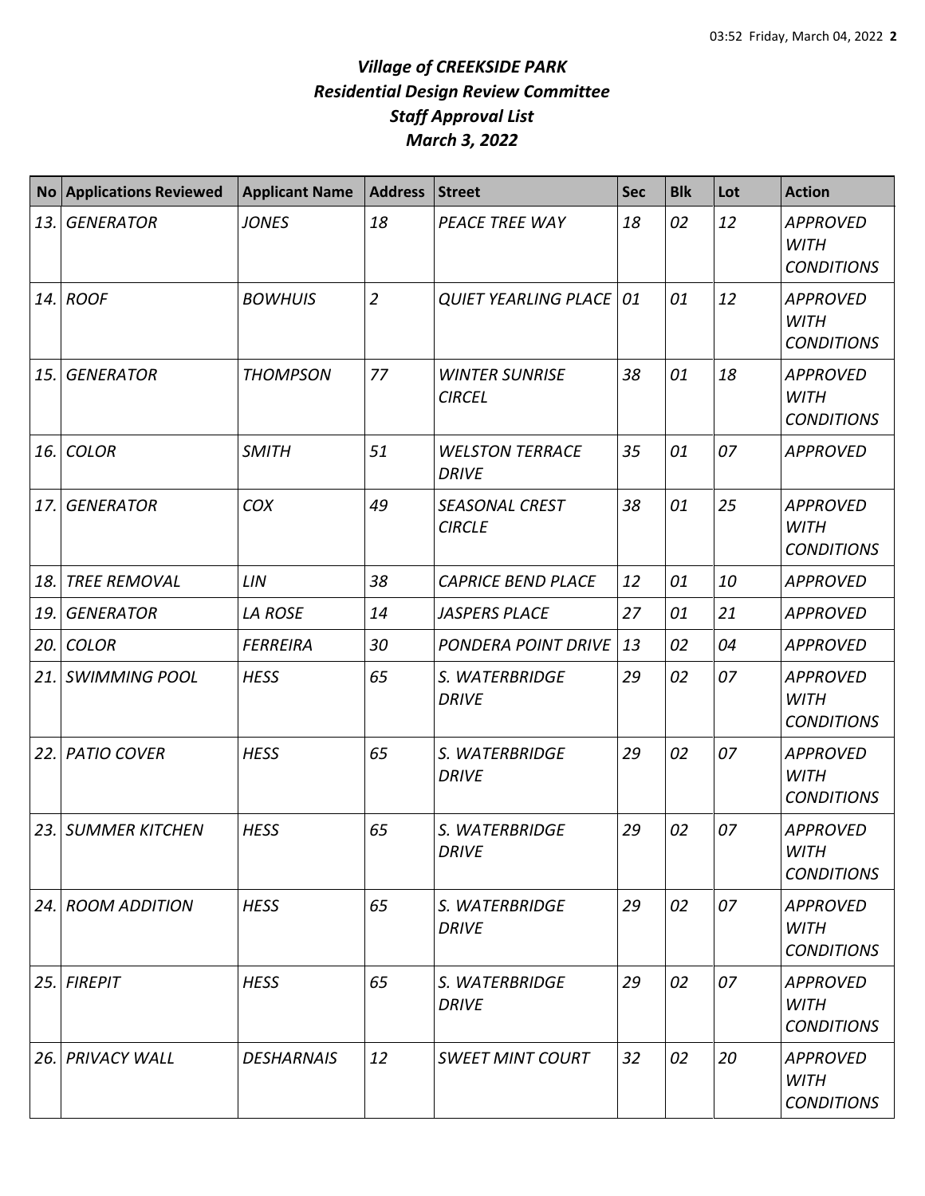# *Village of CREEKSIDE PARK*
## *Residential Design Review Committee*
## *Staff Approval List*
## *March 3, 2022*

| No | Applications Reviewed | Applicant Name | Address | Street | Sec | Blk | Lot | Action |
|---|---|---|---|---|---|---|---|---|
| *13.* | *GENERATOR* | *JONES* | *18* | *PEACE TREE WAY* | *18* | *02* | *12* | *APPROVED WITH CONDITIONS* |
| *14.* | *ROOF* | *BOWHUIS* | *2* | *QUIET YEARLING PLACE* | *01* | *01* | *12* | *APPROVED WITH CONDITIONS* |
| *15.* | *GENERATOR* | *THOMPSON* | *77* | *WINTER SUNRISE CIRCEL* | *38* | *01* | *18* | *APPROVED WITH CONDITIONS* |
| *16.* | *COLOR* | *SMITH* | *51* | *WELSTON TERRACE DRIVE* | *35* | *01* | *07* | *APPROVED* |
| *17.* | *GENERATOR* | *COX* | *49* | *SEASONAL CREST CIRCLE* | *38* | *01* | *25* | *APPROVED WITH CONDITIONS* |
| *18.* | *TREE REMOVAL* | *LIN* | *38* | *CAPRICE BEND PLACE* | *12* | *01* | *10* | *APPROVED* |
| *19.* | *GENERATOR* | *LA ROSE* | *14* | *JASPERS PLACE* | *27* | *01* | *21* | *APPROVED* |
| *20.* | *COLOR* | *FERREIRA* | *30* | *PONDERA POINT DRIVE* | *13* | *02* | *04* | *APPROVED* |
| *21.* | *SWIMMING POOL* | *HESS* | *65* | *S. WATERBRIDGE DRIVE* | *29* | *02* | *07* | *APPROVED WITH CONDITIONS* |
| *22.* | *PATIO COVER* | *HESS* | *65* | *S. WATERBRIDGE DRIVE* | *29* | *02* | *07* | *APPROVED WITH CONDITIONS* |
| *23.* | *SUMMER KITCHEN* | *HESS* | *65* | *S. WATERBRIDGE DRIVE* | *29* | *02* | *07* | *APPROVED WITH CONDITIONS* |
| *24.* | *ROOM ADDITION* | *HESS* | *65* | *S. WATERBRIDGE DRIVE* | *29* | *02* | *07* | *APPROVED WITH CONDITIONS* |
| *25.* | *FIREPIT* | *HESS* | *65* | *S. WATERBRIDGE DRIVE* | *29* | *02* | *07* | *APPROVED WITH CONDITIONS* |
| *26.* | *PRIVACY WALL* | *DESHARNAIS* | *12* | *SWEET MINT COURT* | *32* | *02* | *20* | *APPROVED WITH CONDITIONS* |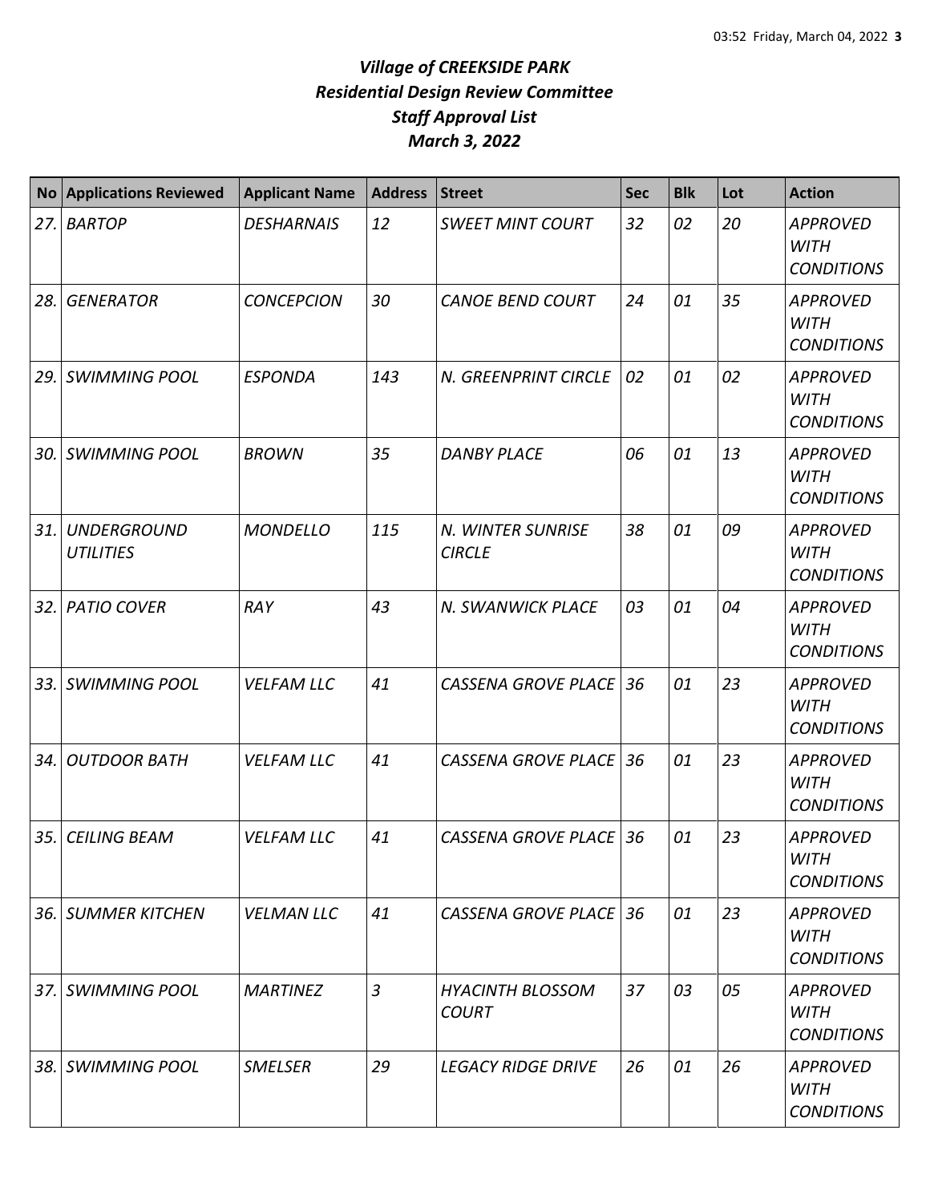# *Village of CREEKSIDE PARK*
# *Residential Design Review Committee*
# *Staff Approval List*
# *March 3, 2022*

| No | Applications Reviewed | Applicant Name | Address | Street | Sec | Blk | Lot | Action |
|---|---|---|---|---|---|---|---|---|
| *27.* | *BARTOP* | *DESHARNAIS* | *12* | *SWEET MINT COURT* | *32* | *02* | *20* | *APPROVED WITH CONDITIONS* |
| *28.* | *GENERATOR* | *CONCEPCION* | *30* | *CANOE BEND COURT* | *24* | *01* | *35* | *APPROVED WITH CONDITIONS* |
| *29.* | *SWIMMING POOL* | *ESPONDA* | *143* | *N. GREENPRINT CIRCLE* | *02* | *01* | *02* | *APPROVED WITH CONDITIONS* |
| *30.* | *SWIMMING POOL* | *BROWN* | *35* | *DANBY PLACE* | *06* | *01* | *13* | *APPROVED WITH CONDITIONS* |
| *31.* | *UNDERGROUND UTILITIES* | *MONDELLO* | *115* | *N. WINTER SUNRISE CIRCLE* | *38* | *01* | *09* | *APPROVED WITH CONDITIONS* |
| *32.* | *PATIO COVER* | *RAY* | *43* | *N. SWANWICK PLACE* | *03* | *01* | *04* | *APPROVED WITH CONDITIONS* |
| *33.* | *SWIMMING POOL* | *VELFAM LLC* | *41* | *CASSENA GROVE PLACE* | *36* | *01* | *23* | *APPROVED WITH CONDITIONS* |
| *34.* | *OUTDOOR BATH* | *VELFAM LLC* | *41* | *CASSENA GROVE PLACE* | *36* | *01* | *23* | *APPROVED WITH CONDITIONS* |
| *35.* | *CEILING BEAM* | *VELFAM LLC* | *41* | *CASSENA GROVE PLACE* | *36* | *01* | *23* | *APPROVED WITH CONDITIONS* |
| *36.* | *SUMMER KITCHEN* | *VELMAN LLC* | *41* | *CASSENA GROVE PLACE* | *36* | *01* | *23* | *APPROVED WITH CONDITIONS* |
| *37.* | *SWIMMING POOL* | *MARTINEZ* | *3* | *HYACINTH BLOSSOM COURT* | *37* | *03* | *05* | *APPROVED WITH CONDITIONS* |
| *38.* | *SWIMMING POOL* | *SMELSER* | *29* | *LEGACY RIDGE DRIVE* | *26* | *01* | *26* | *APPROVED WITH CONDITIONS* |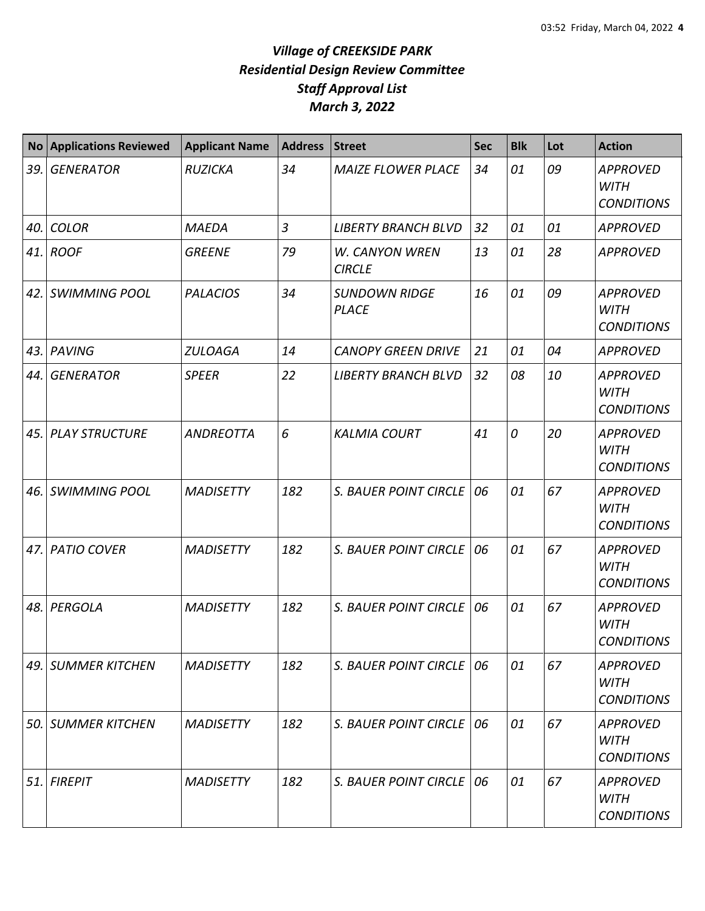# *Village of CREEKSIDE PARK*
## *Residential Design Review Committee*
## *Staff Approval List*
## *March 3, 2022*

| No | Applications Reviewed | Applicant Name | Address | Street | Sec | Blk | Lot | Action |
|---|---|---|---|---|---|---|---|---|
| *39.* | *GENERATOR* | *RUZICKA* | *34* | *MAIZE FLOWER PLACE* | *34* | *01* | *09* | *APPROVED WITH CONDITIONS* |
| *40.* | *COLOR* | *MAEDA* | *3* | *LIBERTY BRANCH BLVD* | *32* | *01* | *01* | *APPROVED* |
| *41.* | *ROOF* | *GREENE* | *79* | *W. CANYON WREN CIRCLE* | *13* | *01* | *28* | *APPROVED* |
| *42.* | *SWIMMING POOL* | *PALACIOS* | *34* | *SUNDOWN RIDGE PLACE* | *16* | *01* | *09* | *APPROVED WITH CONDITIONS* |
| *43.* | *PAVING* | *ZULOAGA* | *14* | *CANOPY GREEN DRIVE* | *21* | *01* | *04* | *APPROVED* |
| *44.* | *GENERATOR* | *SPEER* | *22* | *LIBERTY BRANCH BLVD* | *32* | *08* | *10* | *APPROVED WITH CONDITIONS* |
| *45.* | *PLAY STRUCTURE* | *ANDREOTTA* | *6* | *KALMIA COURT* | *41* | *0* | *20* | *APPROVED WITH CONDITIONS* |
| *46.* | *SWIMMING POOL* | *MADISETTY* | *182* | *S. BAUER POINT CIRCLE* | *06* | *01* | *67* | *APPROVED WITH CONDITIONS* |
| *47.* | *PATIO COVER* | *MADISETTY* | *182* | *S. BAUER POINT CIRCLE* | *06* | *01* | *67* | *APPROVED WITH CONDITIONS* |
| *48.* | *PERGOLA* | *MADISETTY* | *182* | *S. BAUER POINT CIRCLE* | *06* | *01* | *67* | *APPROVED WITH CONDITIONS* |
| *49.* | *SUMMER KITCHEN* | *MADISETTY* | *182* | *S. BAUER POINT CIRCLE* | *06* | *01* | *67* | *APPROVED WITH CONDITIONS* |
| *50.* | *SUMMER KITCHEN* | *MADISETTY* | *182* | *S. BAUER POINT CIRCLE* | *06* | *01* | *67* | *APPROVED WITH CONDITIONS* |
| *51.* | *FIREPIT* | *MADISETTY* | *182* | *S. BAUER POINT CIRCLE* | *06* | *01* | *67* | *APPROVED WITH CONDITIONS* |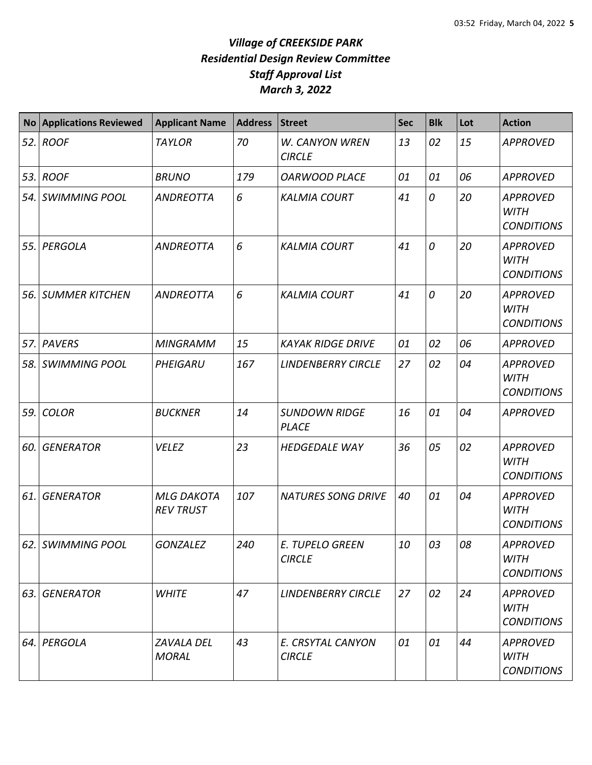# *Village of CREEKSIDE PARK*
# *Residential Design Review Committee*
# *Staff Approval List*
# *March 3, 2022*

| No | Applications Reviewed | Applicant Name | Address | Street | Sec | Blk | Lot | Action |
|---|---|---|---|---|---|---|---|---|
| *52.* | *ROOF* | *TAYLOR* | *70* | *W. CANYON WREN CIRCLE* | *13* | *02* | *15* | *APPROVED* |
| *53.* | *ROOF* | *BRUNO* | *179* | *OARWOOD PLACE* | *01* | *01* | *06* | *APPROVED* |
| *54.* | *SWIMMING POOL* | *ANDREOTTA* | *6* | *KALMIA COURT* | *41* | *0* | *20* | *APPROVED WITH CONDITIONS* |
| *55.* | *PERGOLA* | *ANDREOTTA* | *6* | *KALMIA COURT* | *41* | *0* | *20* | *APPROVED WITH CONDITIONS* |
| *56.* | *SUMMER KITCHEN* | *ANDREOTTA* | *6* | *KALMIA COURT* | *41* | *0* | *20* | *APPROVED WITH CONDITIONS* |
| *57.* | *PAVERS* | *MINGRAMM* | *15* | *KAYAK RIDGE DRIVE* | *01* | *02* | *06* | *APPROVED* |
| *58.* | *SWIMMING POOL* | *PHEIGARU* | *167* | *LINDENBERRY CIRCLE* | *27* | *02* | *04* | *APPROVED WITH CONDITIONS* |
| *59.* | *COLOR* | *BUCKNER* | *14* | *SUNDOWN RIDGE PLACE* | *16* | *01* | *04* | *APPROVED* |
| *60.* | *GENERATOR* | *VELEZ* | *23* | *HEDGEDALE WAY* | *36* | *05* | *02* | *APPROVED WITH CONDITIONS* |
| *61.* | *GENERATOR* | *MLG DAKOTA REV TRUST* | *107* | *NATURES SONG DRIVE* | *40* | *01* | *04* | *APPROVED WITH CONDITIONS* |
| *62.* | *SWIMMING POOL* | *GONZALEZ* | *240* | *E. TUPELO GREEN CIRCLE* | *10* | *03* | *08* | *APPROVED WITH CONDITIONS* |
| *63.* | *GENERATOR* | *WHITE* | *47* | *LINDENBERRY CIRCLE* | *27* | *02* | *24* | *APPROVED WITH CONDITIONS* |
| *64.* | *PERGOLA* | *ZAVALA DEL MORAL* | *43* | *E. CRSYTAL CANYON CIRCLE* | *01* | *01* | *44* | *APPROVED WITH CONDITIONS* |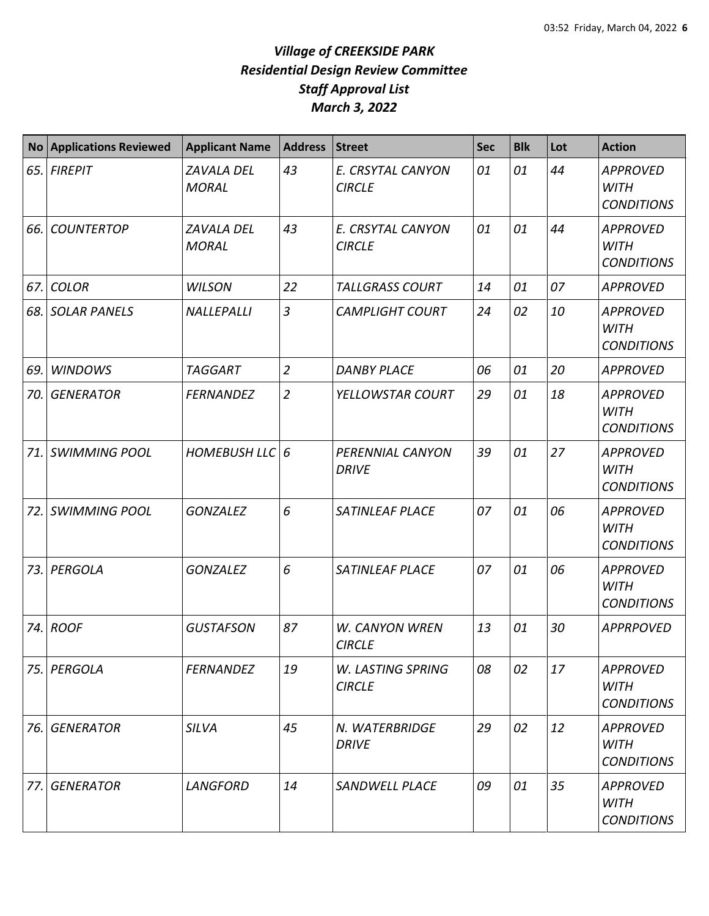# *Village of CREEKSIDE PARK*
## *Residential Design Review Committee*
## *Staff Approval List*
## *March 3, 2022*

| No | Applications Reviewed | Applicant Name | Address | Street | Sec | Blk | Lot | Action |
|---|---|---|---|---|---|---|---|---|
| *65.* | *FIREPIT* | *ZAVALA DEL MORAL* | *43* | *E. CRSYTAL CANYON CIRCLE* | *01* | *01* | *44* | *APPROVED WITH CONDITIONS* |
| *66.* | *COUNTERTOP* | *ZAVALA DEL MORAL* | *43* | *E. CRSYTAL CANYON CIRCLE* | *01* | *01* | *44* | *APPROVED WITH CONDITIONS* |
| *67.* | *COLOR* | *WILSON* | *22* | *TALLGRASS COURT* | *14* | *01* | *07* | *APPROVED* |
| *68.* | *SOLAR PANELS* | *NALLEPALLI* | *3* | *CAMPLIGHT COURT* | *24* | *02* | *10* | *APPROVED WITH CONDITIONS* |
| *69.* | *WINDOWS* | *TAGGART* | *2* | *DANBY PLACE* | *06* | *01* | *20* | *APPROVED* |
| *70.* | *GENERATOR* | *FERNANDEZ* | *2* | *YELLOWSTAR COURT* | *29* | *01* | *18* | *APPROVED WITH CONDITIONS* |
| *71.* | *SWIMMING POOL* | *HOMEBUSH LLC* | *6* | *PERENNIAL CANYON DRIVE* | *39* | *01* | *27* | *APPROVED WITH CONDITIONS* |
| *72.* | *SWIMMING POOL* | *GONZALEZ* | *6* | *SATINLEAF PLACE* | *07* | *01* | *06* | *APPROVED WITH CONDITIONS* |
| *73.* | *PERGOLA* | *GONZALEZ* | *6* | *SATINLEAF PLACE* | *07* | *01* | *06* | *APPROVED WITH CONDITIONS* |
| *74.* | *ROOF* | *GUSTAFSON* | *87* | *W. CANYON WREN CIRCLE* | *13* | *01* | *30* | *APPRPOVED* |
| *75.* | *PERGOLA* | *FERNANDEZ* | *19* | *W. LASTING SPRING CIRCLE* | *08* | *02* | *17* | *APPROVED WITH CONDITIONS* |
| *76.* | *GENERATOR* | *SILVA* | *45* | *N. WATERBRIDGE DRIVE* | *29* | *02* | *12* | *APPROVED WITH CONDITIONS* |
| *77.* | *GENERATOR* | *LANGFORD* | *14* | *SANDWELL PLACE* | *09* | *01* | *35* | *APPROVED WITH CONDITIONS* |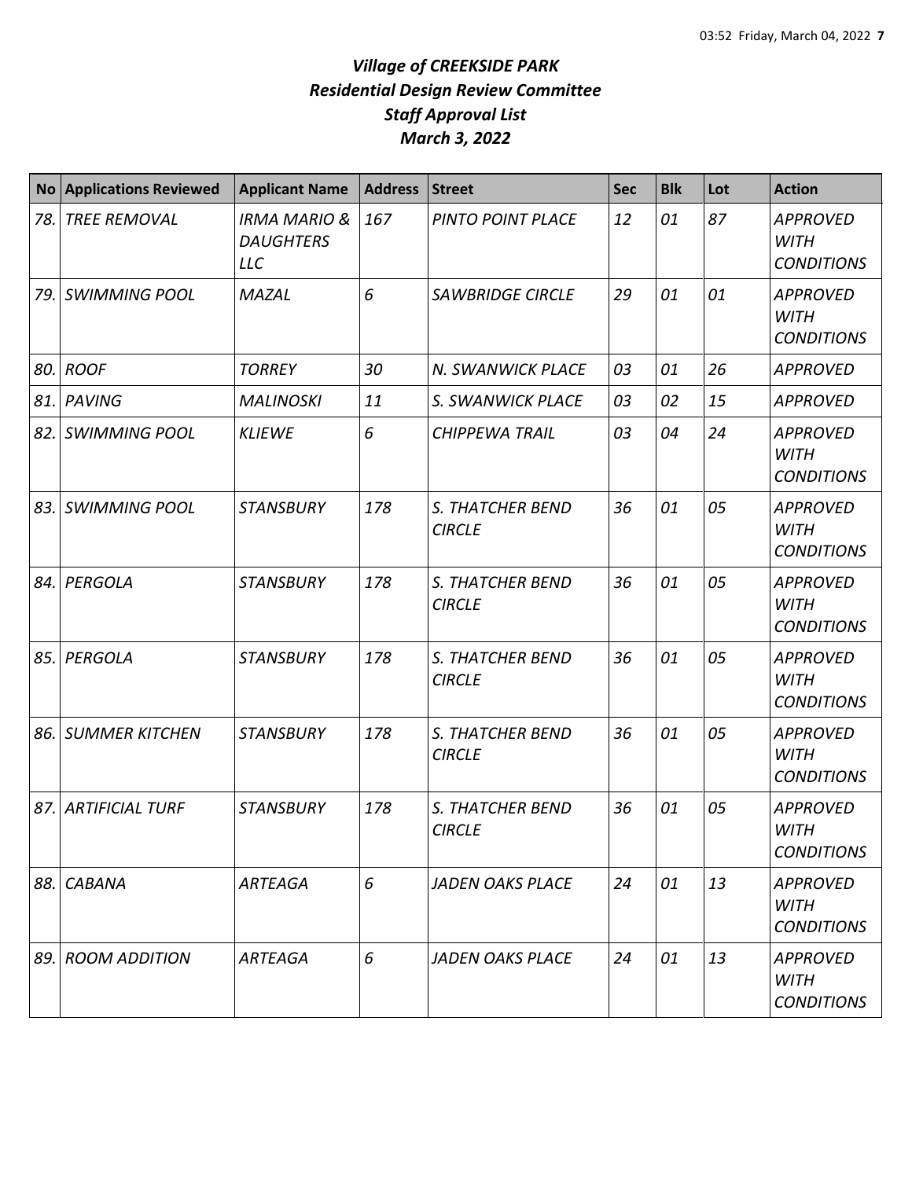# *Village of CREEKSIDE PARK*
## *Residential Design Review Committee*
## *Staff Approval List*
## *March 3, 2022*

| No | Applications Reviewed | Applicant Name | Address | Street | Sec | Blk | Lot | Action |
|---|---|---|---|---|---|---|---|---|
| *78.* | *TREE REMOVAL* | *IRMA MARIO & DAUGHTERS LLC* | *167* | *PINTO POINT PLACE* | *12* | *01* | *87* | *APPROVED WITH CONDITIONS* |
| *79.* | *SWIMMING POOL* | *MAZAL* | *6* | *SAWBRIDGE CIRCLE* | *29* | *01* | *01* | *APPROVED WITH CONDITIONS* |
| *80.* | *ROOF* | *TORREY* | *30* | *N. SWANWICK PLACE* | *03* | *01* | *26* | *APPROVED* |
| *81.* | *PAVING* | *MALINOSKI* | *11* | *S. SWANWICK PLACE* | *03* | *02* | *15* | *APPROVED* |
| *82.* | *SWIMMING POOL* | *KLIEWE* | *6* | *CHIPPEWA TRAIL* | *03* | *04* | *24* | *APPROVED WITH CONDITIONS* |
| *83.* | *SWIMMING POOL* | *STANSBURY* | *178* | *S. THATCHER BEND CIRCLE* | *36* | *01* | *05* | *APPROVED WITH CONDITIONS* |
| *84.* | *PERGOLA* | *STANSBURY* | *178* | *S. THATCHER BEND CIRCLE* | *36* | *01* | *05* | *APPROVED WITH CONDITIONS* |
| *85.* | *PERGOLA* | *STANSBURY* | *178* | *S. THATCHER BEND CIRCLE* | *36* | *01* | *05* | *APPROVED WITH CONDITIONS* |
| *86.* | *SUMMER KITCHEN* | *STANSBURY* | *178* | *S. THATCHER BEND CIRCLE* | *36* | *01* | *05* | *APPROVED WITH CONDITIONS* |
| *87.* | *ARTIFICIAL TURF* | *STANSBURY* | *178* | *S. THATCHER BEND CIRCLE* | *36* | *01* | *05* | *APPROVED WITH CONDITIONS* |
| *88.* | *CABANA* | *ARTEAGA* | *6* | *JADEN OAKS PLACE* | *24* | *01* | *13* | *APPROVED WITH CONDITIONS* |
| *89.* | *ROOM ADDITION* | *ARTEAGA* | *6* | *JADEN OAKS PLACE* | *24* | *01* | *13* | *APPROVED WITH CONDITIONS* |